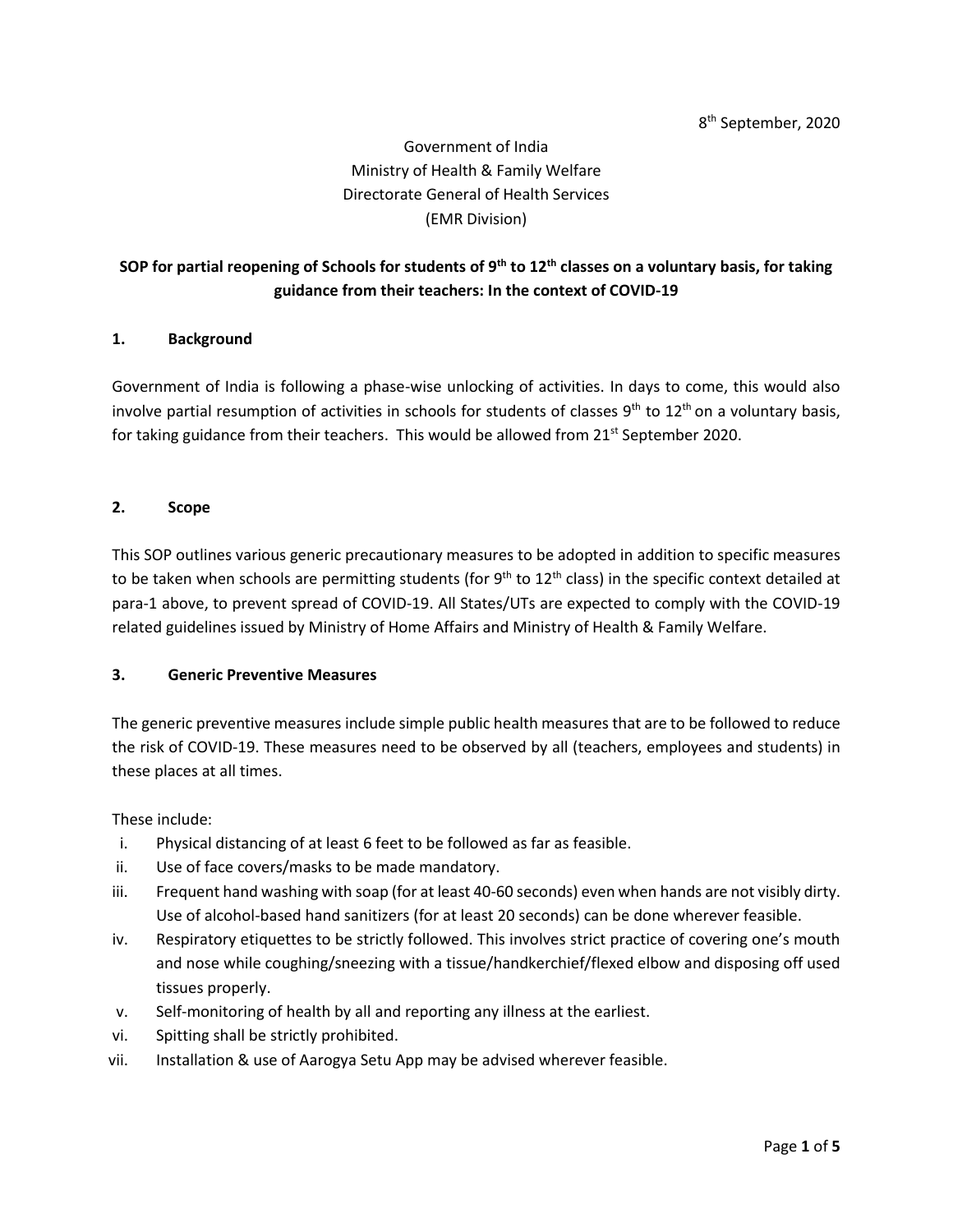8th September, 2020

Government of India
Ministry of Health & Family Welfare
Directorate General of Health Services
(EMR Division)

# SOP for partial reopening of Schools for students of 9th to 12th classes on a voluntary basis, for taking guidance from their teachers: In the context of COVID-19

## 1. Background

Government of India is following a phase-wise unlocking of activities. In days to come, this would also involve partial resumption of activities in schools for students of classes 9th to 12th on a voluntary basis, for taking guidance from their teachers. This would be allowed from 21st September 2020.

## 2. Scope

This SOP outlines various generic precautionary measures to be adopted in addition to specific measures to be taken when schools are permitting students (for 9th to 12th class) in the specific context detailed at para-1 above, to prevent spread of COVID-19. All States/UTs are expected to comply with the COVID-19 related guidelines issued by Ministry of Home Affairs and Ministry of Health & Family Welfare.

## 3. Generic Preventive Measures

The generic preventive measures include simple public health measures that are to be followed to reduce the risk of COVID-19. These measures need to be observed by all (teachers, employees and students) in these places at all times.

These include:

i. Physical distancing of at least 6 feet to be followed as far as feasible.
ii. Use of face covers/masks to be made mandatory.
iii. Frequent hand washing with soap (for at least 40-60 seconds) even when hands are not visibly dirty. Use of alcohol-based hand sanitizers (for at least 20 seconds) can be done wherever feasible.
iv. Respiratory etiquettes to be strictly followed. This involves strict practice of covering one's mouth and nose while coughing/sneezing with a tissue/handkerchief/flexed elbow and disposing off used tissues properly.
v. Self-monitoring of health by all and reporting any illness at the earliest.
vi. Spitting shall be strictly prohibited.
vii. Installation & use of Aarogya Setu App may be advised wherever feasible.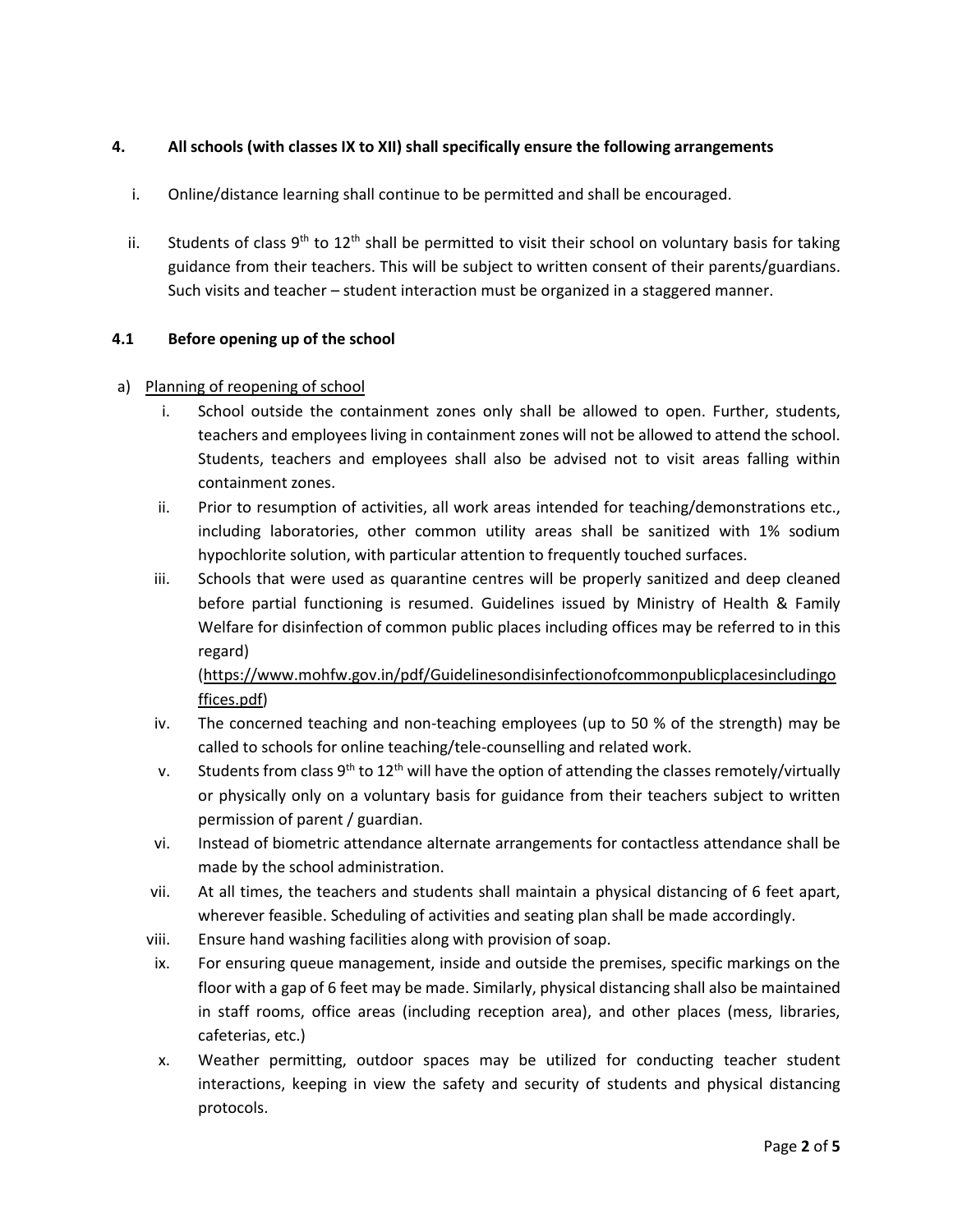**4. All schools (with classes IX to XII) shall specifically ensure the following arrangements**

i. Online/distance learning shall continue to be permitted and shall be encouraged.

ii. Students of class 9th to 12th shall be permitted to visit their school on voluntary basis for taking guidance from their teachers. This will be subject to written consent of their parents/guardians. Such visits and teacher – student interaction must be organized in a staggered manner.

**4.1 Before opening up of the school**

a) Planning of reopening of school

i. School outside the containment zones only shall be allowed to open. Further, students, teachers and employees living in containment zones will not be allowed to attend the school. Students, teachers and employees shall also be advised not to visit areas falling within containment zones.

ii. Prior to resumption of activities, all work areas intended for teaching/demonstrations etc., including laboratories, other common utility areas shall be sanitized with 1% sodium hypochlorite solution, with particular attention to frequently touched surfaces.

iii. Schools that were used as quarantine centres will be properly sanitized and deep cleaned before partial functioning is resumed. Guidelines issued by Ministry of Health & Family Welfare for disinfection of common public places including offices may be referred to in this regard) (https://www.mohfw.gov.in/pdf/Guidelinesondisinfectionofcommonpublicplacesincludingoffices.pdf)

iv. The concerned teaching and non-teaching employees (up to 50 % of the strength) may be called to schools for online teaching/tele-counselling and related work.

v. Students from class 9th to 12th will have the option of attending the classes remotely/virtually or physically only on a voluntary basis for guidance from their teachers subject to written permission of parent / guardian.

vi. Instead of biometric attendance alternate arrangements for contactless attendance shall be made by the school administration.

vii. At all times, the teachers and students shall maintain a physical distancing of 6 feet apart, wherever feasible. Scheduling of activities and seating plan shall be made accordingly.

viii. Ensure hand washing facilities along with provision of soap.

ix. For ensuring queue management, inside and outside the premises, specific markings on the floor with a gap of 6 feet may be made. Similarly, physical distancing shall also be maintained in staff rooms, office areas (including reception area), and other places (mess, libraries, cafeterias, etc.)

x. Weather permitting, outdoor spaces may be utilized for conducting teacher student interactions, keeping in view the safety and security of students and physical distancing protocols.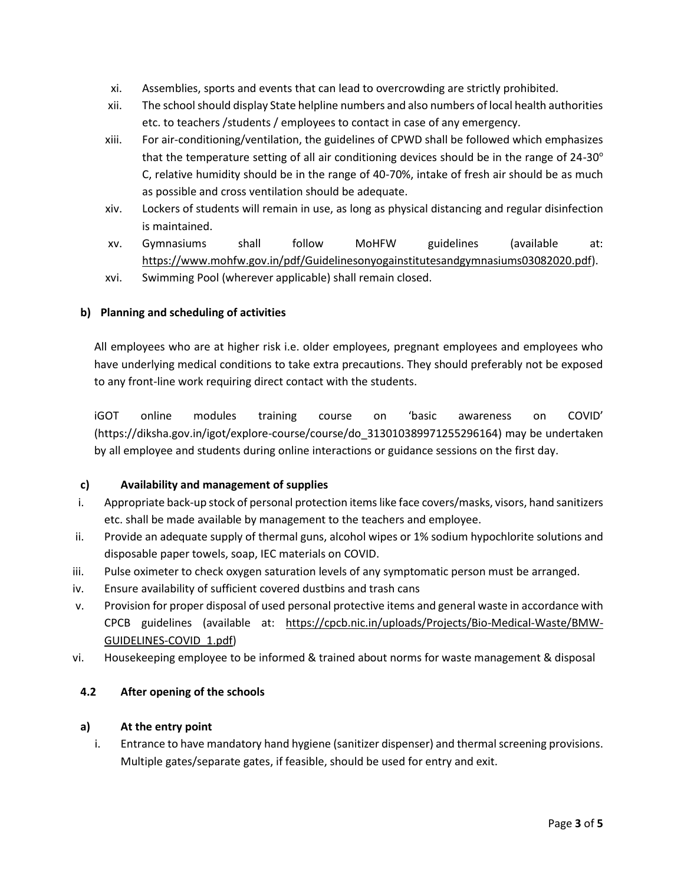xi. Assemblies, sports and events that can lead to overcrowding are strictly prohibited.

xii. The school should display State helpline numbers and also numbers of local health authorities etc. to teachers /students / employees to contact in case of any emergency.

xiii. For air-conditioning/ventilation, the guidelines of CPWD shall be followed which emphasizes that the temperature setting of all air conditioning devices should be in the range of 24-30$^{o}$ C, relative humidity should be in the range of 40-70%, intake of fresh air should be as much as possible and cross ventilation should be adequate.

xiv. Lockers of students will remain in use, as long as physical distancing and regular disinfection is maintained.

xv. Gymnasiums shall follow MoHFW guidelines (available at: https://www.mohfw.gov.in/pdf/Guidelinesonyogainstitutesandgymnasiums03082020.pdf).

xvi. Swimming Pool (wherever applicable) shall remain closed.

**b) Planning and scheduling of activities**

All employees who are at higher risk i.e. older employees, pregnant employees and employees who have underlying medical conditions to take extra precautions. They should preferably not be exposed to any front-line work requiring direct contact with the students.

iGOT online modules training course on 'basic awareness on COVID' (https://diksha.gov.in/igot/explore-course/course/do_313010389971255296164) may be undertaken by all employee and students during online interactions or guidance sessions on the first day.

**c) Availability and management of supplies**

i. Appropriate back-up stock of personal protection items like face covers/masks, visors, hand sanitizers etc. shall be made available by management to the teachers and employee.

ii. Provide an adequate supply of thermal guns, alcohol wipes or 1% sodium hypochlorite solutions and disposable paper towels, soap, IEC materials on COVID.

iii. Pulse oximeter to check oxygen saturation levels of any symptomatic person must be arranged.

iv. Ensure availability of sufficient covered dustbins and trash cans

v. Provision for proper disposal of used personal protective items and general waste in accordance with CPCB guidelines (available at: https://cpcb.nic.in/uploads/Projects/Bio-Medical-Waste/BMW-GUIDELINES-COVID_1.pdf)

vi. Housekeeping employee to be informed & trained about norms for waste management & disposal

**4.2 After opening of the schools**

**a) At the entry point**

i. Entrance to have mandatory hand hygiene (sanitizer dispenser) and thermal screening provisions. Multiple gates/separate gates, if feasible, should be used for entry and exit.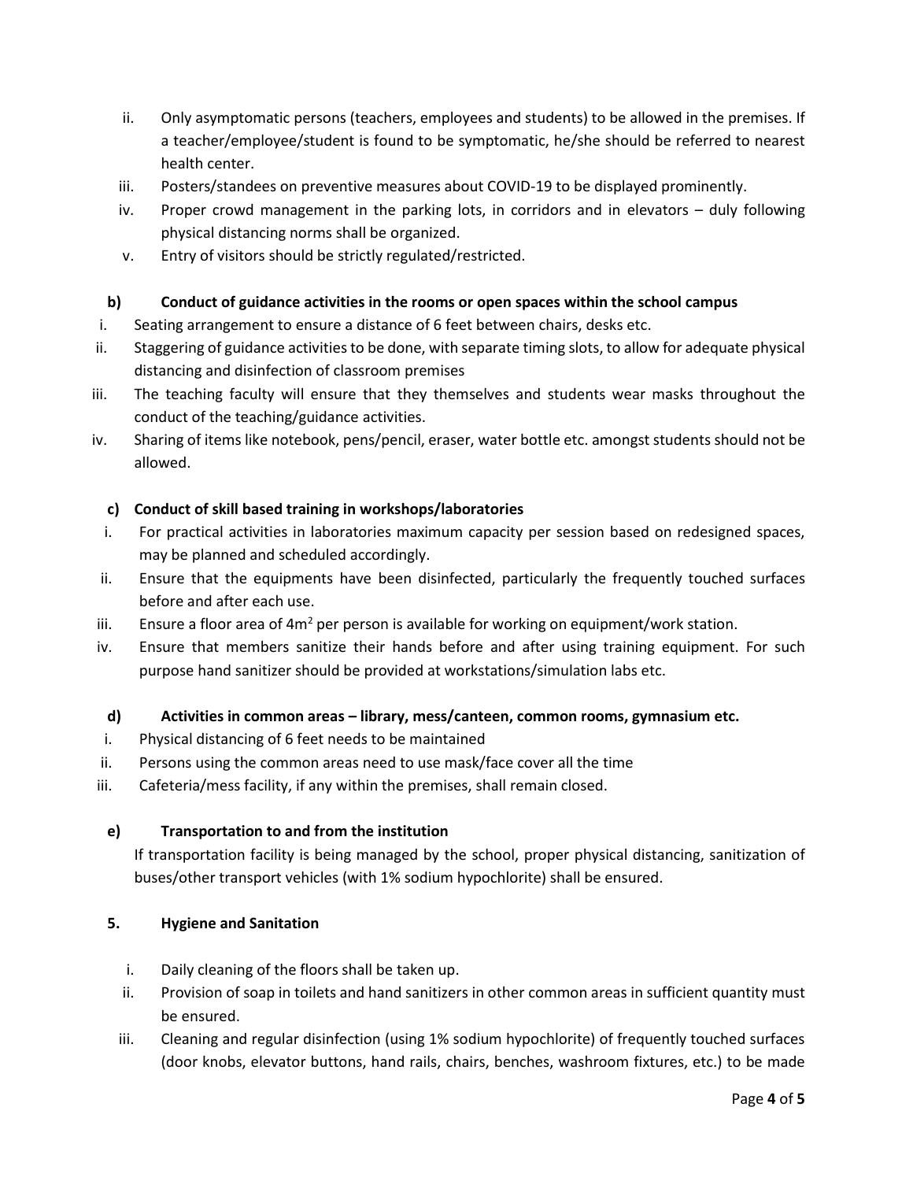ii. Only asymptomatic persons (teachers, employees and students) to be allowed in the premises. If a teacher/employee/student is found to be symptomatic, he/she should be referred to nearest health center.

iii. Posters/standees on preventive measures about COVID-19 to be displayed prominently.

iv. Proper crowd management in the parking lots, in corridors and in elevators – duly following physical distancing norms shall be organized.

v. Entry of visitors should be strictly regulated/restricted.

**b) Conduct of guidance activities in the rooms or open spaces within the school campus**

i. Seating arrangement to ensure a distance of 6 feet between chairs, desks etc.

ii. Staggering of guidance activities to be done, with separate timing slots, to allow for adequate physical distancing and disinfection of classroom premises

iii. The teaching faculty will ensure that they themselves and students wear masks throughout the conduct of the teaching/guidance activities.

iv. Sharing of items like notebook, pens/pencil, eraser, water bottle etc. amongst students should not be allowed.

**c) Conduct of skill based training in workshops/laboratories**

i. For practical activities in laboratories maximum capacity per session based on redesigned spaces, may be planned and scheduled accordingly.

ii. Ensure that the equipments have been disinfected, particularly the frequently touched surfaces before and after each use.

iii. Ensure a floor area of $4m^2$ per person is available for working on equipment/work station.

iv. Ensure that members sanitize their hands before and after using training equipment. For such purpose hand sanitizer should be provided at workstations/simulation labs etc.

**d) Activities in common areas – library, mess/canteen, common rooms, gymnasium etc.**

i. Physical distancing of 6 feet needs to be maintained

ii. Persons using the common areas need to use mask/face cover all the time

iii. Cafeteria/mess facility, if any within the premises, shall remain closed.

**e) Transportation to and from the institution**

If transportation facility is being managed by the school, proper physical distancing, sanitization of buses/other transport vehicles (with 1% sodium hypochlorite) shall be ensured.

**5. Hygiene and Sanitation**

i. Daily cleaning of the floors shall be taken up.

ii. Provision of soap in toilets and hand sanitizers in other common areas in sufficient quantity must be ensured.

iii. Cleaning and regular disinfection (using 1% sodium hypochlorite) of frequently touched surfaces (door knobs, elevator buttons, hand rails, chairs, benches, washroom fixtures, etc.) to be made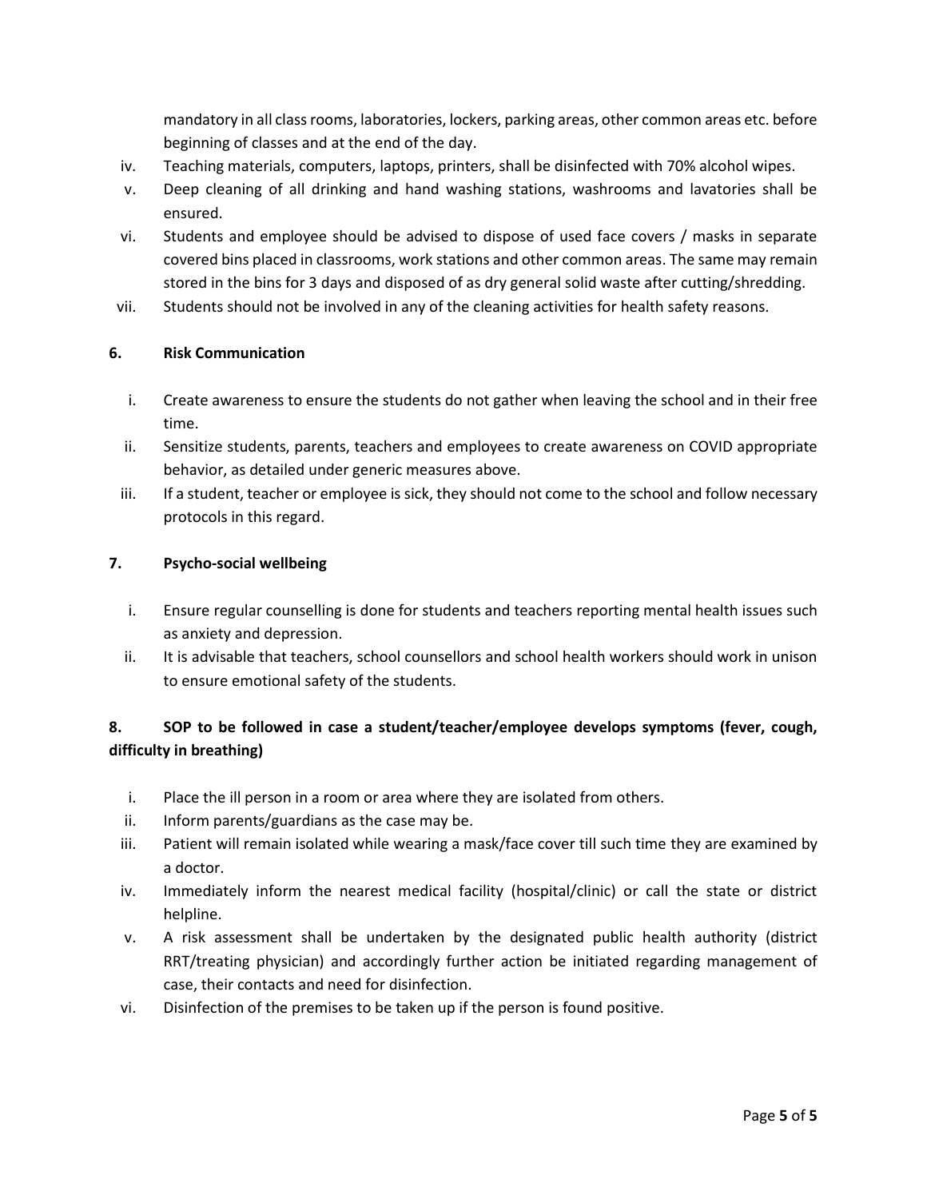mandatory in all class rooms, laboratories, lockers, parking areas, other common areas etc. before beginning of classes and at the end of the day.

iv. Teaching materials, computers, laptops, printers, shall be disinfected with 70% alcohol wipes.

v. Deep cleaning of all drinking and hand washing stations, washrooms and lavatories shall be ensured.

vi. Students and employee should be advised to dispose of used face covers / masks in separate covered bins placed in classrooms, work stations and other common areas. The same may remain stored in the bins for 3 days and disposed of as dry general solid waste after cutting/shredding.

vii. Students should not be involved in any of the cleaning activities for health safety reasons.

**6. Risk Communication**

i. Create awareness to ensure the students do not gather when leaving the school and in their free time.

ii. Sensitize students, parents, teachers and employees to create awareness on COVID appropriate behavior, as detailed under generic measures above.

iii. If a student, teacher or employee is sick, they should not come to the school and follow necessary protocols in this regard.

**7. Psycho-social wellbeing**

i. Ensure regular counselling is done for students and teachers reporting mental health issues such as anxiety and depression.

ii. It is advisable that teachers, school counsellors and school health workers should work in unison to ensure emotional safety of the students.

**8. SOP to be followed in case a student/teacher/employee develops symptoms (fever, cough, difficulty in breathing)**

i. Place the ill person in a room or area where they are isolated from others.

ii. Inform parents/guardians as the case may be.

iii. Patient will remain isolated while wearing a mask/face cover till such time they are examined by a doctor.

iv. Immediately inform the nearest medical facility (hospital/clinic) or call the state or district helpline.

v. A risk assessment shall be undertaken by the designated public health authority (district RRT/treating physician) and accordingly further action be initiated regarding management of case, their contacts and need for disinfection.

vi. Disinfection of the premises to be taken up if the person is found positive.